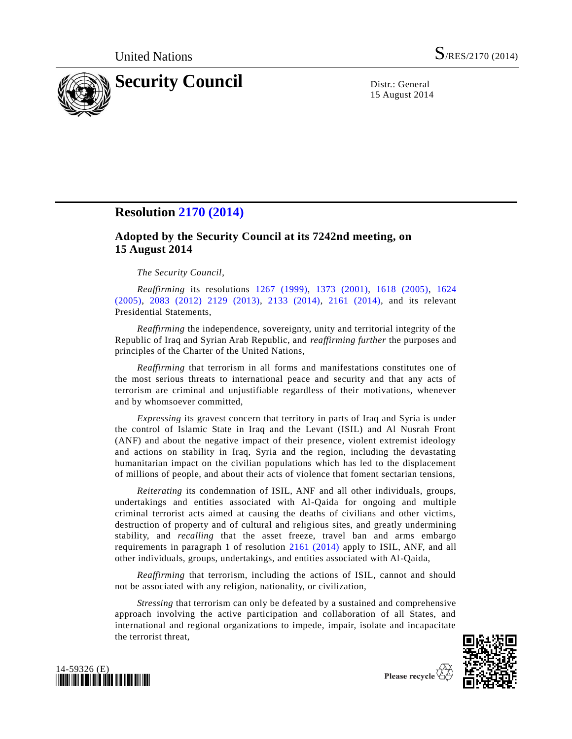United Nations S/RES/2170 (2014)

# Security Council

Distr.: General
15 August 2014

## Resolution 2170 (2014)

### Adopted by the Security Council at its 7242nd meeting, on 15 August 2014

*The Security Council*,

*Reaffirming* its resolutions 1267 (1999), 1373 (2001), 1618 (2005), 1624 (2005), 2083 (2012) 2129 (2013), 2133 (2014), 2161 (2014), and its relevant Presidential Statements,

*Reaffirming* the independence, sovereignty, unity and territorial integrity of the Republic of Iraq and Syrian Arab Republic, and *reaffirming further* the purposes and principles of the Charter of the United Nations,

*Reaffirming* that terrorism in all forms and manifestations constitutes one of the most serious threats to international peace and security and that any acts of terrorism are criminal and unjustifiable regardless of their motivations, whenever and by whomsoever committed,

*Expressing* its gravest concern that territory in parts of Iraq and Syria is under the control of Islamic State in Iraq and the Levant (ISIL) and Al Nusrah Front (ANF) and about the negative impact of their presence, violent extremist ideology and actions on stability in Iraq, Syria and the region, including the devastating humanitarian impact on the civilian populations which has led to the displacement of millions of people, and about their acts of violence that foment sectarian tensions,

*Reiterating* its condemnation of ISIL, ANF and all other individuals, groups, undertakings and entities associated with Al-Qaida for ongoing and multiple criminal terrorist acts aimed at causing the deaths of civilians and other victims, destruction of property and of cultural and religious sites, and greatly undermining stability, and *recalling* that the asset freeze, travel ban and arms embargo requirements in paragraph 1 of resolution 2161 (2014) apply to ISIL, ANF, and all other individuals, groups, undertakings, and entities associated with Al-Qaida,

*Reaffirming* that terrorism, including the actions of ISIL, cannot and should not be associated with any religion, nationality, or civilization,

*Stressing* that terrorism can only be defeated by a sustained and comprehensive approach involving the active participation and collaboration of all States, and international and regional organizations to impede, impair, isolate and incapacitate the terrorist threat,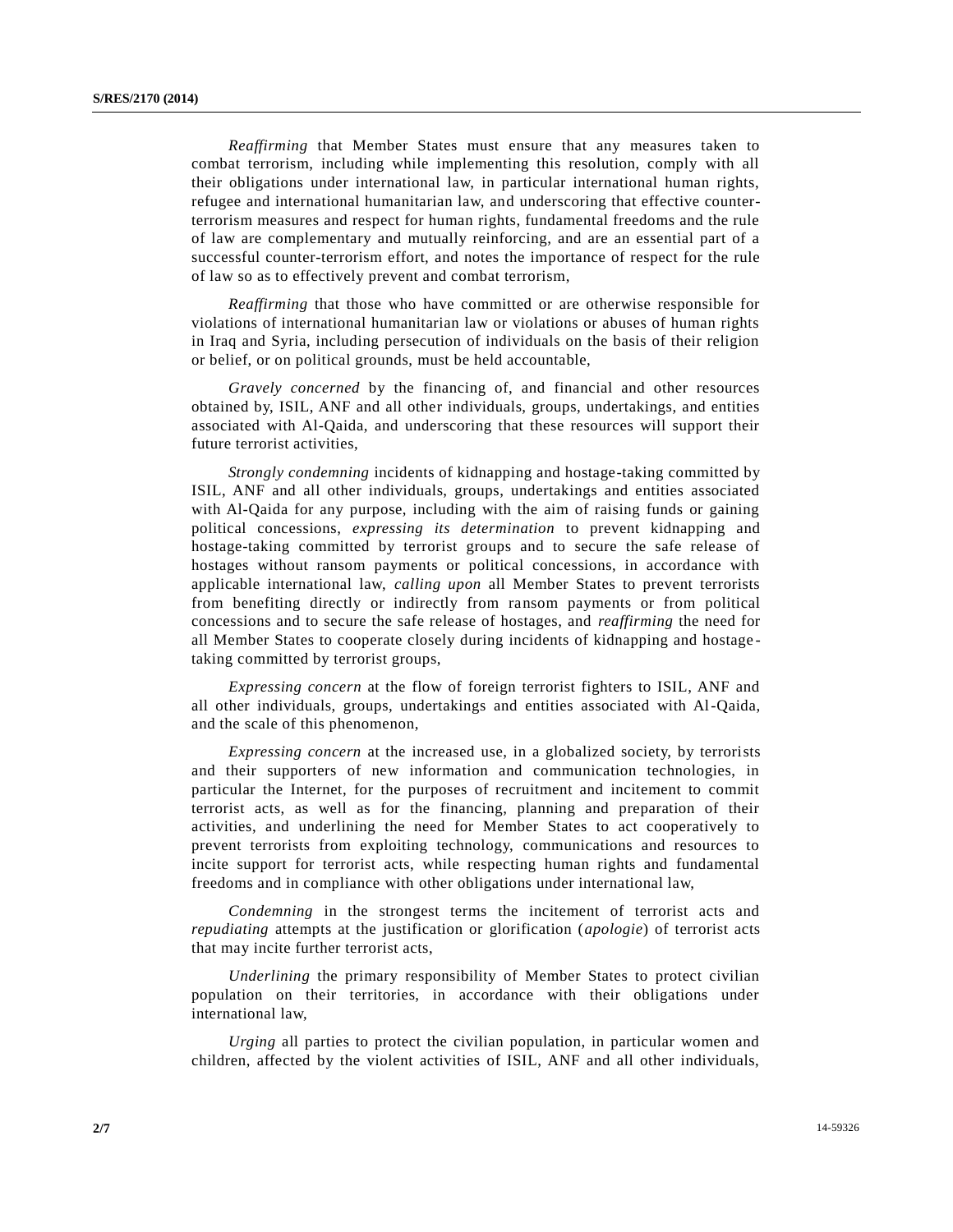*Reaffirming* that Member States must ensure that any measures taken to combat terrorism, including while implementing this resolution, comply with all their obligations under international law, in particular international human rights, refugee and international humanitarian law, and underscoring that effective counter-terrorism measures and respect for human rights, fundamental freedoms and the rule of law are complementary and mutually reinforcing, and are an essential part of a successful counter-terrorism effort, and notes the importance of respect for the rule of law so as to effectively prevent and combat terrorism,

*Reaffirming* that those who have committed or are otherwise responsible for violations of international humanitarian law or violations or abuses of human rights in Iraq and Syria, including persecution of individuals on the basis of their religion or belief, or on political grounds, must be held accountable,

*Gravely concerned* by the financing of, and financial and other resources obtained by, ISIL, ANF and all other individuals, groups, undertakings, and entities associated with Al-Qaida, and underscoring that these resources will support their future terrorist activities,

*Strongly condemning* incidents of kidnapping and hostage-taking committed by ISIL, ANF and all other individuals, groups, undertakings and entities associated with Al-Qaida for any purpose, including with the aim of raising funds or gaining political concessions, *expressing its determination* to prevent kidnapping and hostage-taking committed by terrorist groups and to secure the safe release of hostages without ransom payments or political concessions, in accordance with applicable international law, *calling upon* all Member States to prevent terrorists from benefiting directly or indirectly from ransom payments or from political concessions and to secure the safe release of hostages, and *reaffirming* the need for all Member States to cooperate closely during incidents of kidnapping and hostage-taking committed by terrorist groups,

*Expressing concern* at the flow of foreign terrorist fighters to ISIL, ANF and all other individuals, groups, undertakings and entities associated with Al-Qaida, and the scale of this phenomenon,

*Expressing concern* at the increased use, in a globalized society, by terrorists and their supporters of new information and communication technologies, in particular the Internet, for the purposes of recruitment and incitement to commit terrorist acts, as well as for the financing, planning and preparation of their activities, and underlining the need for Member States to act cooperatively to prevent terrorists from exploiting technology, communications and resources to incite support for terrorist acts, while respecting human rights and fundamental freedoms and in compliance with other obligations under international law,

*Condemning* in the strongest terms the incitement of terrorist acts and *repudiating* attempts at the justification or glorification (*apologie*) of terrorist acts that may incite further terrorist acts,

*Underlining* the primary responsibility of Member States to protect civilian population on their territories, in accordance with their obligations under international law,

*Urging* all parties to protect the civilian population, in particular women and children, affected by the violent activities of ISIL, ANF and all other individuals,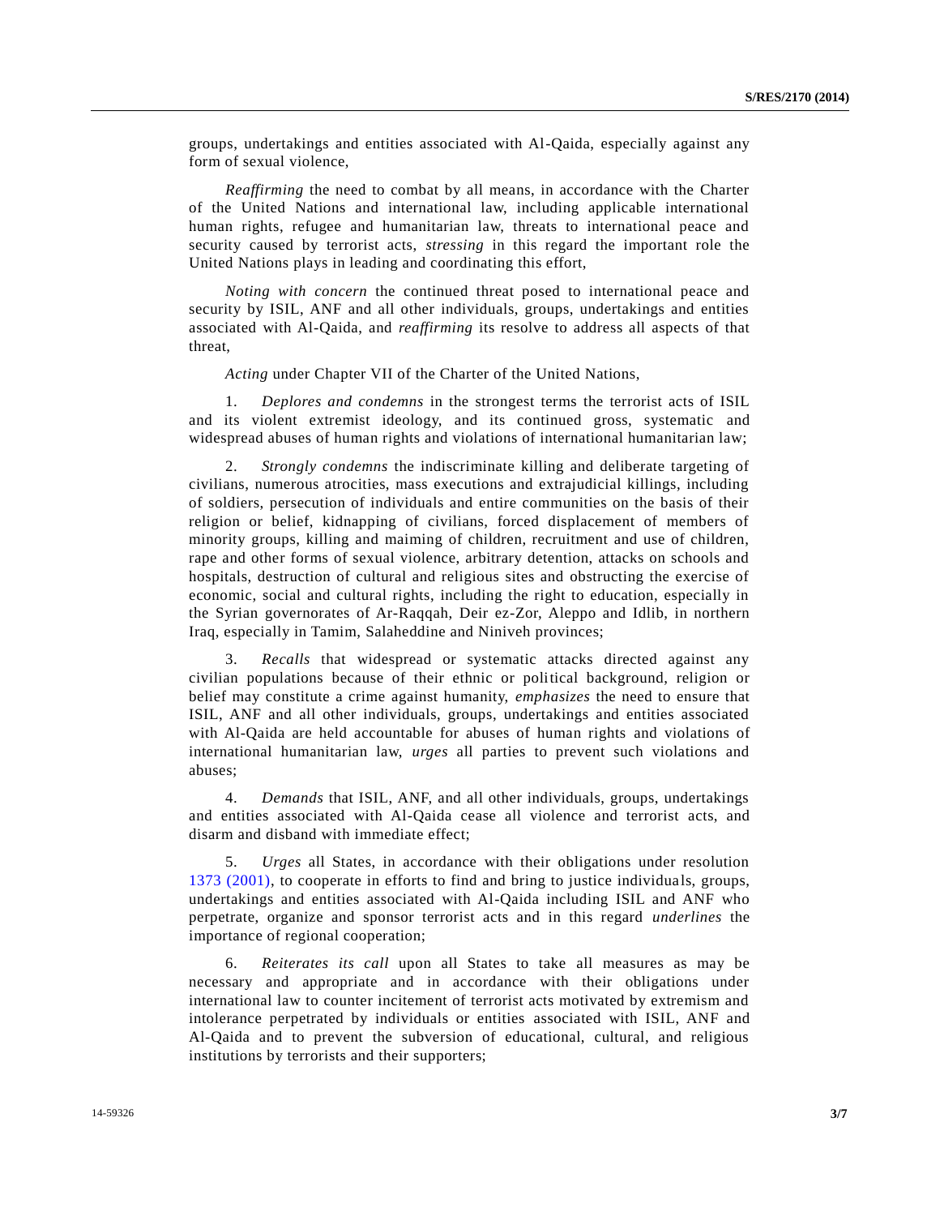groups, undertakings and entities associated with Al-Qaida, especially against any form of sexual violence,

*Reaffirming* the need to combat by all means, in accordance with the Charter of the United Nations and international law, including applicable international human rights, refugee and humanitarian law, threats to international peace and security caused by terrorist acts, *stressing* in this regard the important role the United Nations plays in leading and coordinating this effort,

*Noting with concern* the continued threat posed to international peace and security by ISIL, ANF and all other individuals, groups, undertakings and entities associated with Al-Qaida, and *reaffirming* its resolve to address all aspects of that threat,

*Acting* under Chapter VII of the Charter of the United Nations,

1. *Deplores and condemns* in the strongest terms the terrorist acts of ISIL and its violent extremist ideology, and its continued gross, systematic and widespread abuses of human rights and violations of international humanitarian law;

2. *Strongly condemns* the indiscriminate killing and deliberate targeting of civilians, numerous atrocities, mass executions and extrajudicial killings, including of soldiers, persecution of individuals and entire communities on the basis of their religion or belief, kidnapping of civilians, forced displacement of members of minority groups, killing and maiming of children, recruitment and use of children, rape and other forms of sexual violence, arbitrary detention, attacks on schools and hospitals, destruction of cultural and religious sites and obstructing the exercise of economic, social and cultural rights, including the right to education, especially in the Syrian governorates of Ar-Raqqah, Deir ez-Zor, Aleppo and Idlib, in northern Iraq, especially in Tamim, Salaheddine and Niniveh provinces;

3. *Recalls* that widespread or systematic attacks directed against any civilian populations because of their ethnic or political background, religion or belief may constitute a crime against humanity, *emphasizes* the need to ensure that ISIL, ANF and all other individuals, groups, undertakings and entities associated with Al-Qaida are held accountable for abuses of human rights and violations of international humanitarian law, *urges* all parties to prevent such violations and abuses;

4. *Demands* that ISIL, ANF, and all other individuals, groups, undertakings and entities associated with Al-Qaida cease all violence and terrorist acts, and disarm and disband with immediate effect;

5. *Urges* all States, in accordance with their obligations under resolution 1373 (2001), to cooperate in efforts to find and bring to justice individuals, groups, undertakings and entities associated with Al-Qaida including ISIL and ANF who perpetrate, organize and sponsor terrorist acts and in this regard *underlines* the importance of regional cooperation;

6. *Reiterates its call* upon all States to take all measures as may be necessary and appropriate and in accordance with their obligations under international law to counter incitement of terrorist acts motivated by extremism and intolerance perpetrated by individuals or entities associated with ISIL, ANF and Al-Qaida and to prevent the subversion of educational, cultural, and religious institutions by terrorists and their supporters;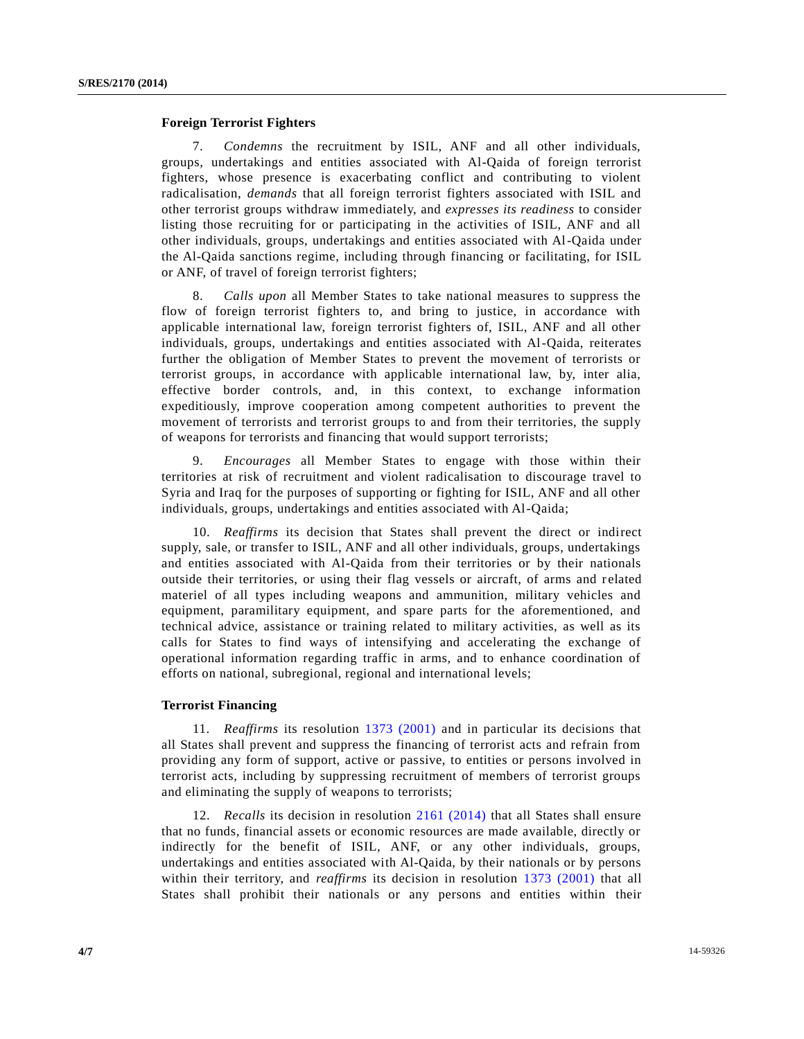**Foreign Terrorist Fighters**

7. *Condemns* the recruitment by ISIL, ANF and all other individuals, groups, undertakings and entities associated with Al-Qaida of foreign terrorist fighters, whose presence is exacerbating conflict and contributing to violent radicalisation, *demands* that all foreign terrorist fighters associated with ISIL and other terrorist groups withdraw immediately, and *expresses its readiness* to consider listing those recruiting for or participating in the activities of ISIL, ANF and all other individuals, groups, undertakings and entities associated with Al-Qaida under the Al-Qaida sanctions regime, including through financing or facilitating, for ISIL or ANF, of travel of foreign terrorist fighters;

8. *Calls upon* all Member States to take national measures to suppress the flow of foreign terrorist fighters to, and bring to justice, in accordance with applicable international law, foreign terrorist fighters of, ISIL, ANF and all other individuals, groups, undertakings and entities associated with Al-Qaida, reiterates further the obligation of Member States to prevent the movement of terrorists or terrorist groups, in accordance with applicable international law, by, inter alia, effective border controls, and, in this context, to exchange information expeditiously, improve cooperation among competent authorities to prevent the movement of terrorists and terrorist groups to and from their territories, the supply of weapons for terrorists and financing that would support terrorists;

9. *Encourages* all Member States to engage with those within their territories at risk of recruitment and violent radicalisation to discourage travel to Syria and Iraq for the purposes of supporting or fighting for ISIL, ANF and all other individuals, groups, undertakings and entities associated with Al-Qaida;

10. *Reaffirms* its decision that States shall prevent the direct or indirect supply, sale, or transfer to ISIL, ANF and all other individuals, groups, undertakings and entities associated with Al-Qaida from their territories or by their nationals outside their territories, or using their flag vessels or aircraft, of arms and related materiel of all types including weapons and ammunition, military vehicles and equipment, paramilitary equipment, and spare parts for the aforementioned, and technical advice, assistance or training related to military activities, as well as its calls for States to find ways of intensifying and accelerating the exchange of operational information regarding traffic in arms, and to enhance coordination of efforts on national, subregional, regional and international levels;

**Terrorist Financing**

11. *Reaffirms* its resolution 1373 (2001) and in particular its decisions that all States shall prevent and suppress the financing of terrorist acts and refrain from providing any form of support, active or passive, to entities or persons involved in terrorist acts, including by suppressing recruitment of members of terrorist groups and eliminating the supply of weapons to terrorists;

12. *Recalls* its decision in resolution 2161 (2014) that all States shall ensure that no funds, financial assets or economic resources are made available, directly or indirectly for the benefit of ISIL, ANF, or any other individuals, groups, undertakings and entities associated with Al-Qaida, by their nationals or by persons within their territory, and *reaffirms* its decision in resolution 1373 (2001) that all States shall prohibit their nationals or any persons and entities within their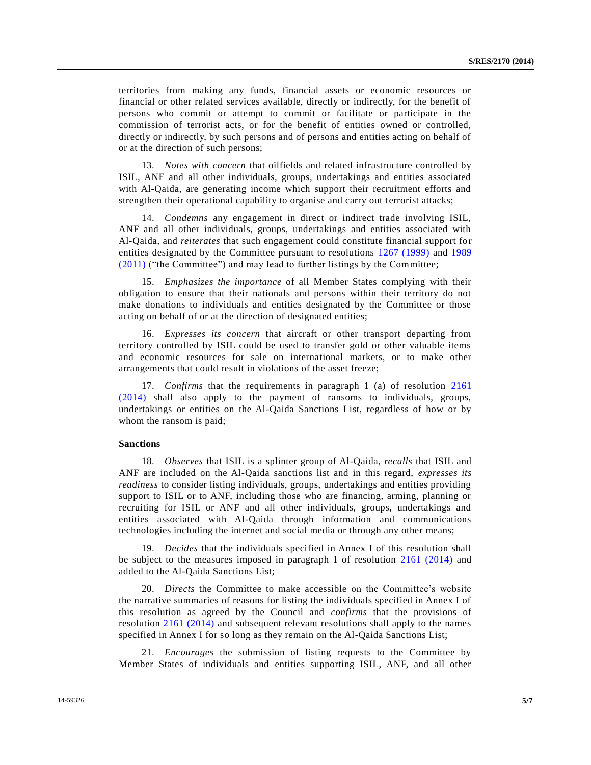territories from making any funds, financial assets or economic resources or financial or other related services available, directly or indirectly, for the benefit of persons who commit or attempt to commit or facilitate or participate in the commission of terrorist acts, or for the benefit of entities owned or controlled, directly or indirectly, by such persons and of persons and entities acting on behalf of or at the direction of such persons;

13. *Notes with concern* that oilfields and related infrastructure controlled by ISIL, ANF and all other individuals, groups, undertakings and entities associated with Al-Qaida, are generating income which support their recruitment efforts and strengthen their operational capability to organise and carry out terrorist attacks;

14. *Condemns* any engagement in direct or indirect trade involving ISIL, ANF and all other individuals, groups, undertakings and entities associated with Al-Qaida, and *reiterates* that such engagement could constitute financial support for entities designated by the Committee pursuant to resolutions 1267 (1999) and 1989 (2011) ("the Committee") and may lead to further listings by the Committee;

15. *Emphasizes the importance* of all Member States complying with their obligation to ensure that their nationals and persons within their territory do not make donations to individuals and entities designated by the Committee or those acting on behalf of or at the direction of designated entities;

16. *Expresses its concern* that aircraft or other transport departing from territory controlled by ISIL could be used to transfer gold or other valuable items and economic resources for sale on international markets, or to make other arrangements that could result in violations of the asset freeze;

17. *Confirms* that the requirements in paragraph 1 (a) of resolution 2161 (2014) shall also apply to the payment of ransoms to individuals, groups, undertakings or entities on the Al-Qaida Sanctions List, regardless of how or by whom the ransom is paid;

**Sanctions**

18. *Observes* that ISIL is a splinter group of Al-Qaida, *recalls* that ISIL and ANF are included on the Al-Qaida sanctions list and in this regard, *expresses its readiness* to consider listing individuals, groups, undertakings and entities providing support to ISIL or to ANF, including those who are financing, arming, planning or recruiting for ISIL or ANF and all other individuals, groups, undertakings and entities associated with Al-Qaida through information and communications technologies including the internet and social media or through any other means;

19. *Decides* that the individuals specified in Annex I of this resolution shall be subject to the measures imposed in paragraph 1 of resolution 2161 (2014) and added to the Al-Qaida Sanctions List;

20. *Directs* the Committee to make accessible on the Committee's website the narrative summaries of reasons for listing the individuals specified in Annex I of this resolution as agreed by the Council and *confirms* that the provisions of resolution 2161 (2014) and subsequent relevant resolutions shall apply to the names specified in Annex I for so long as they remain on the Al-Qaida Sanctions List;

21. *Encourages* the submission of listing requests to the Committee by Member States of individuals and entities supporting ISIL, ANF, and all other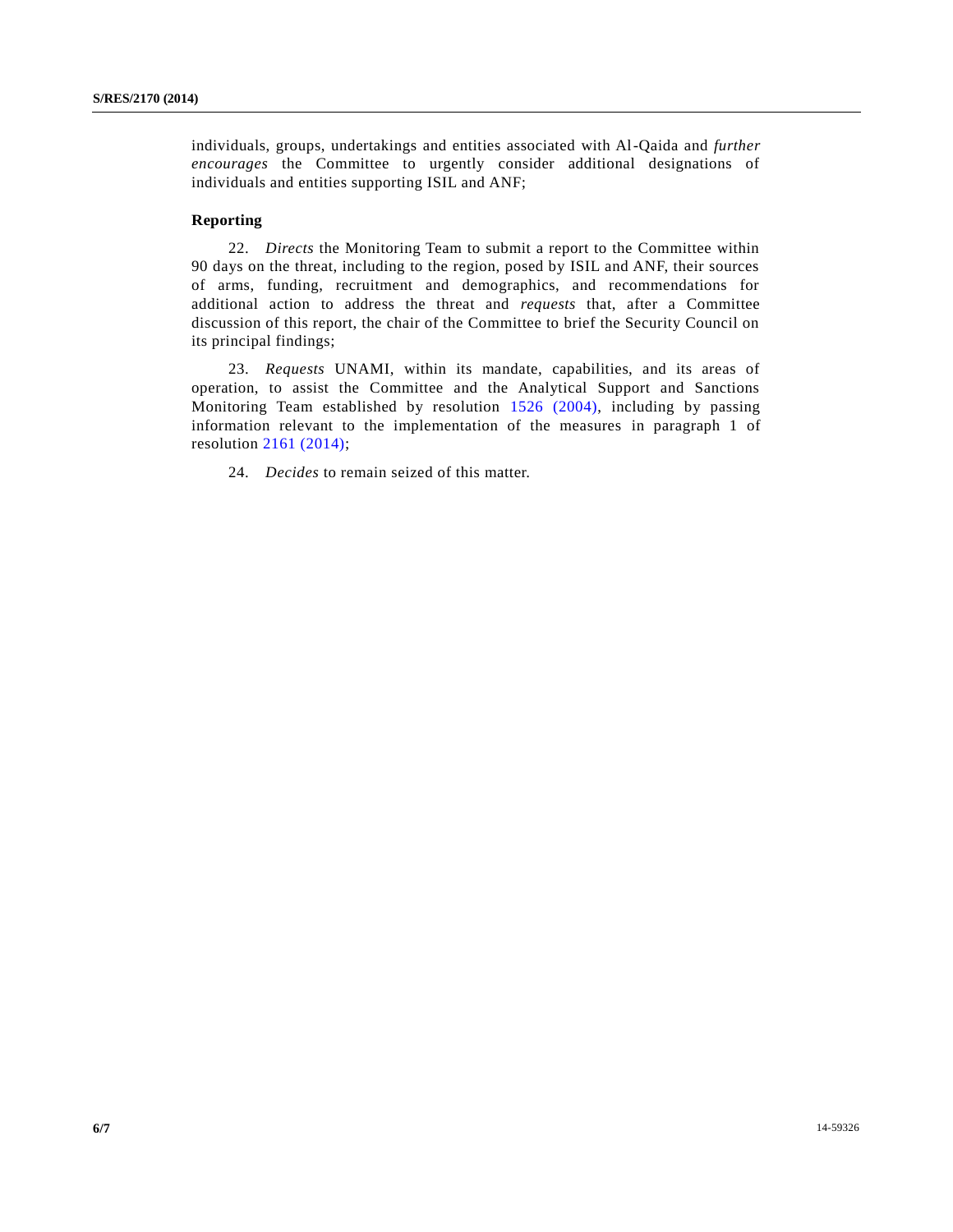individuals, groups, undertakings and entities associated with Al-Qaida and *further encourages* the Committee to urgently consider additional designations of individuals and entities supporting ISIL and ANF;

**Reporting**

22. *Directs* the Monitoring Team to submit a report to the Committee within 90 days on the threat, including to the region, posed by ISIL and ANF, their sources of arms, funding, recruitment and demographics, and recommendations for additional action to address the threat and *requests* that, after a Committee discussion of this report, the chair of the Committee to brief the Security Council on its principal findings;

23. *Requests* UNAMI, within its mandate, capabilities, and its areas of operation, to assist the Committee and the Analytical Support and Sanctions Monitoring Team established by resolution 1526 (2004), including by passing information relevant to the implementation of the measures in paragraph 1 of resolution 2161 (2014);

24. *Decides* to remain seized of this matter.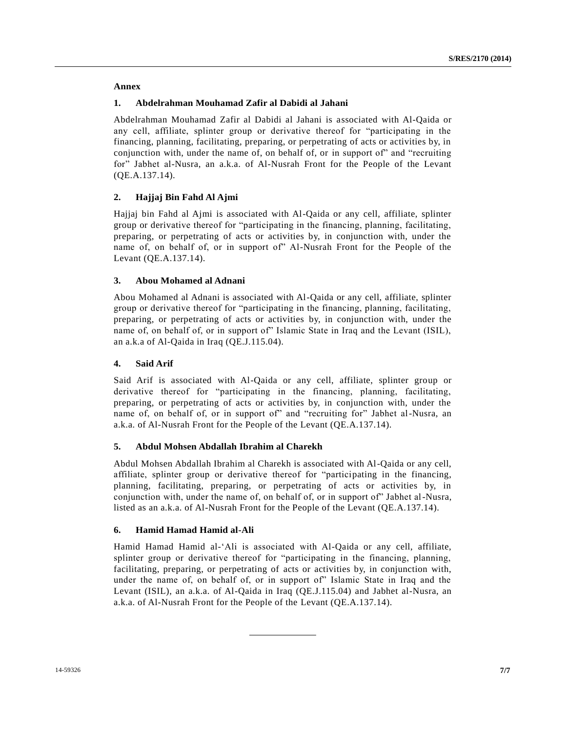## Annex

### 1. Abdelrahman Mouhamad Zafir al Dabidi al Jahani

Abdelrahman Mouhamad Zafir al Dabidi al Jahani is associated with Al-Qaida or any cell, affiliate, splinter group or derivative thereof for "participating in the financing, planning, facilitating, preparing, or perpetrating of acts or activities by, in conjunction with, under the name of, on behalf of, or in support of" and "recruiting for" Jabhet al-Nusra, an a.k.a. of Al-Nusrah Front for the People of the Levant (QE.A.137.14).

### 2. Hajjaj Bin Fahd Al Ajmi

Hajjaj bin Fahd al Ajmi is associated with Al-Qaida or any cell, affiliate, splinter group or derivative thereof for "participating in the financing, planning, facilitating, preparing, or perpetrating of acts or activities by, in conjunction with, under the name of, on behalf of, or in support of" Al-Nusrah Front for the People of the Levant (QE.A.137.14).

### 3. Abou Mohamed al Adnani

Abou Mohamed al Adnani is associated with Al-Qaida or any cell, affiliate, splinter group or derivative thereof for "participating in the financing, planning, facilitating, preparing, or perpetrating of acts or activities by, in conjunction with, under the name of, on behalf of, or in support of" Islamic State in Iraq and the Levant (ISIL), an a.k.a of Al-Qaida in Iraq (QE.J.115.04).

### 4. Said Arif

Said Arif is associated with Al-Qaida or any cell, affiliate, splinter group or derivative thereof for "participating in the financing, planning, facilitating, preparing, or perpetrating of acts or activities by, in conjunction with, under the name of, on behalf of, or in support of" and "recruiting for" Jabhet al-Nusra, an a.k.a. of Al-Nusrah Front for the People of the Levant (QE.A.137.14).

### 5. Abdul Mohsen Abdallah Ibrahim al Charekh

Abdul Mohsen Abdallah Ibrahim al Charekh is associated with Al-Qaida or any cell, affiliate, splinter group or derivative thereof for "participating in the financing, planning, facilitating, preparing, or perpetrating of acts or activities by, in conjunction with, under the name of, on behalf of, or in support of" Jabhet al-Nusra, listed as an a.k.a. of Al-Nusrah Front for the People of the Levant (QE.A.137.14).

### 6. Hamid Hamad Hamid al-Ali

Hamid Hamad Hamid al-'Ali is associated with Al-Qaida or any cell, affiliate, splinter group or derivative thereof for "participating in the financing, planning, facilitating, preparing, or perpetrating of acts or activities by, in conjunction with, under the name of, on behalf of, or in support of" Islamic State in Iraq and the Levant (ISIL), an a.k.a. of Al-Qaida in Iraq (QE.J.115.04) and Jabhet al-Nusra, an a.k.a. of Al-Nusrah Front for the People of the Levant (QE.A.137.14).